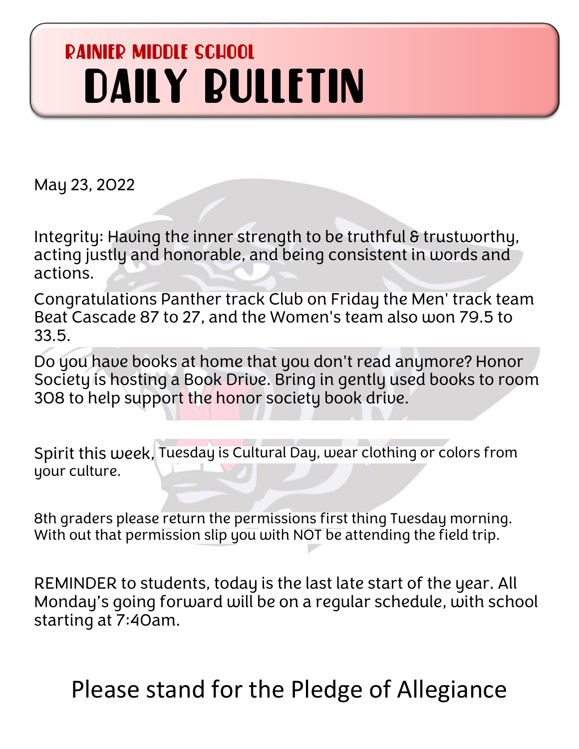## RAINIER MIDDLE SCHOOL

# DAILY BULLETIN

May 23, 2022

Integrity: Having the inner strength to be truthful & trustworthy, acting justly and honorable, and being consistent in words and actions.

Congratulations Panther track Club on Friday the Men' track team Beat Cascade 87 to 27, and the Women's team also won 79.5 to 33.5.

Do you have books at home that you don't read anymore? Honor Society is hosting a Book Drive. Bring in gently used books to room 308 to help support the honor society book drive.

Spirit this week, Tuesday is Cultural Day, wear clothing or colors from your culture.

8th graders please return the permissions first thing Tuesday morning. With out that permission slip you with NOT be attending the field trip.

REMINDER to students, today is the last late start of the year. All Monday's going forward will be on a regular schedule, with school starting at 7:40am.

Please stand for the Pledge of Allegiance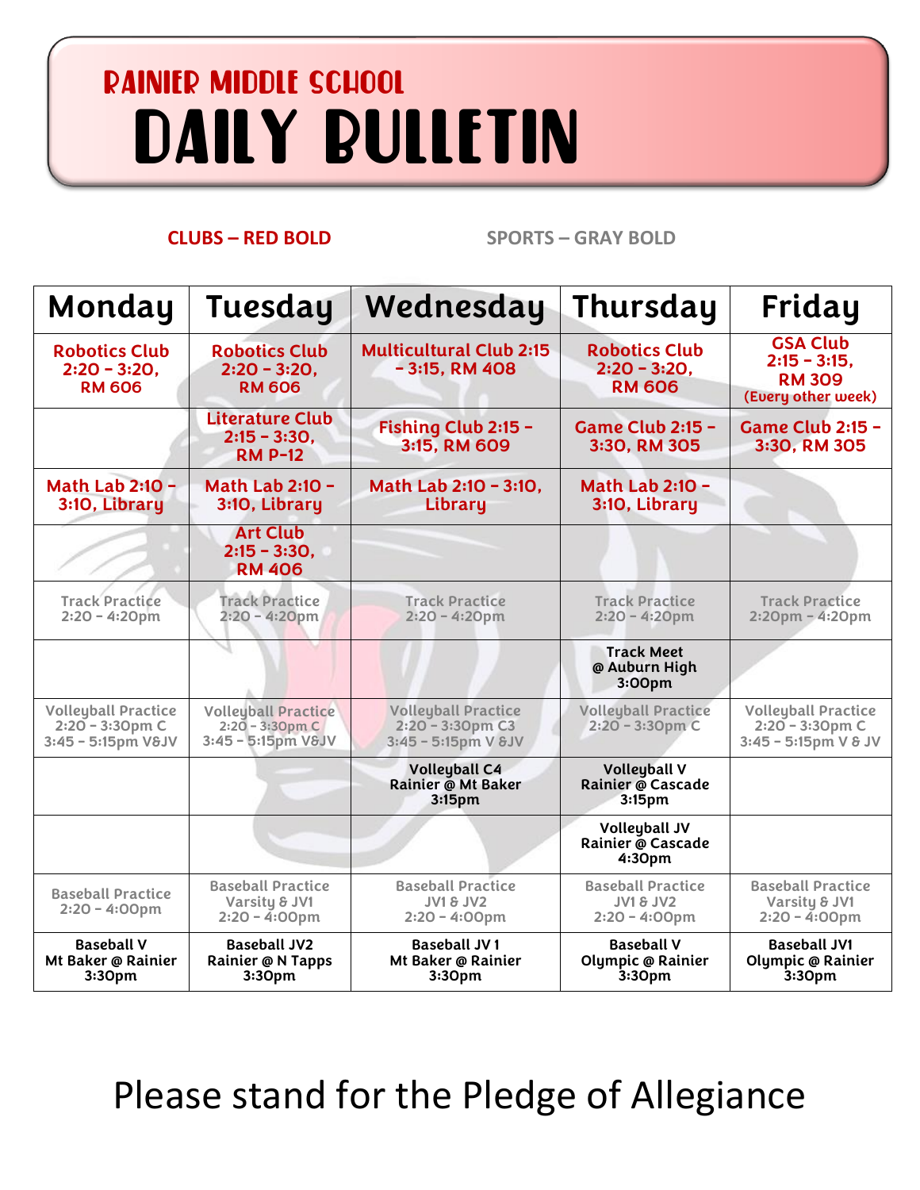# RAINIER MIDDLE SCHOOL
# DAILY BULLETIN

**CLUBS – RED BOLD** **SPORTS – GRAY BOLD**

| Monday | Tuesday | Wednesday | Thursday | Friday |
|---|---|---|---|---|
| **Robotics Club 2:20 – 3:20, RM 606** | **Robotics Club 2:20 – 3:20, RM 606** | **Multicultural Club 2:15 – 3:15, RM 408** | **Robotics Club 2:20 – 3:20, RM 606** | **GSA Club 2:15 – 3:15, RM 309 (Every other week)** |
| | **Literature Club 2:15 – 3:30, RM P-12** | **Fishing Club 2:15 – 3:15, RM 609** | **Game Club 2:15 – 3:30, RM 305** | **Game Club 2:15 – 3:30, RM 305** |
| **Math Lab 2:10 – 3:10, Library** | **Math Lab 2:10 – 3:10, Library** | **Math Lab 2:10 – 3:10, Library** | **Math Lab 2:10 – 3:10, Library** | |
| | **Art Club 2:15 – 3:30, RM 406** | | | |
| **Track Practice 2:20 – 4:20pm** | **Track Practice 2:20 – 4:20pm** | **Track Practice 2:20 – 4:20pm** | **Track Practice 2:20 – 4:20pm** | **Track Practice 2:20pm – 4:20pm** |
| | | | **Track Meet @ Auburn High 3:00pm** | |
| **Volleyball Practice 2:20 – 3:30pm C 3:45 – 5:15pm V&JV** | **Volleyball Practice 2:20 – 3:30pm C 3:45 – 5:15pm V&JV** | **Volleyball Practice 2:20 – 3:30pm C3 3:45 – 5:15pm V &JV** | **Volleyball Practice 2:20 – 3:30pm C** | **Volleyball Practice 2:20 – 3:30pm C 3:45 – 5:15pm V & JV** |
| | | **Volleyball C4 Rainier @ Mt Baker 3:15pm** | **Volleyball V Rainier @ Cascade 3:15pm** | |
| | | | **Volleyball JV Rainier @ Cascade 4:30pm** | |
| **Baseball Practice 2:20 – 4:00pm** | **Baseball Practice Varsity & JV1 2:20 – 4:00pm** | **Baseball Practice JV1 & JV2 2:20 – 4:00pm** | **Baseball Practice JV1 & JV2 2:20 – 4:00pm** | **Baseball Practice Varsity & JV1 2:20 – 4:00pm** |
| **Baseball V Mt Baker @ Rainier 3:30pm** | **Baseball JV2 Rainier @ N Tapps 3:30pm** | **Baseball JV 1 Mt Baker @ Rainier 3:30pm** | **Baseball V Olympic @ Rainier 3:30pm** | **Baseball JV1 Olympic @ Rainier 3:30pm** |

Please stand for the Pledge of Allegiance